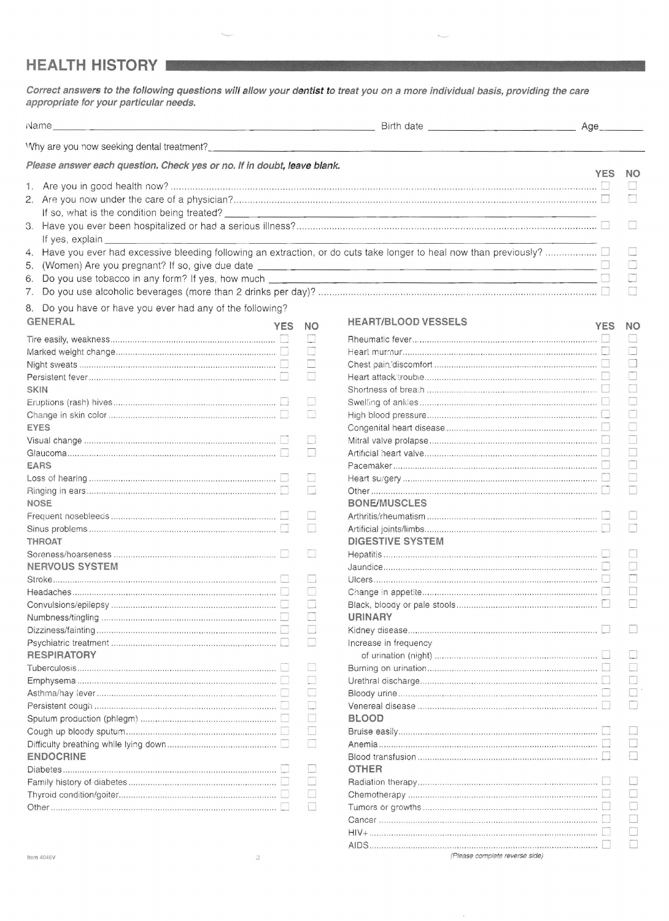## HEALTH HISTORY

***Correct answers to the following questions will allow your dentist to treat you on a more individual basis, providing the care appropriate for your particular needs.***

Name ______________________________ Birth date ______________________ Age________

Why are you now seeking dental treatment? ________________________________________________

***Please answer each question. Check yes or no. If in doubt, leave blank.***

| Question | YES | NO |
|---|---|---|
| 1. Are you in good health now? | ☐ | ☐ |
| 2. Are you now under the care of a physician? | ☐ | ☐ |
| If so, what is the condition being treated? ______________________ | | |
| 3. Have you ever been hospitalized or had a serious illness? | ☐ | ☐ |
| If yes, explain ______________________ | | |
| 4. Have you ever had excessive bleeding following an extraction, or do cuts take longer to heal now than previously? | ☐ | ☐ |
| 5. (Women) Are you pregnant? If so, give due date ______________________ | ☐ | ☐ |
| 6. Do you use tobacco in any form? If yes, how much ______________________ | ☐ | ☐ |
| 7. Do you use alcoholic beverages (more than 2 drinks per day)? | ☐ | ☐ |

8. Do you have or have you ever had any of the following?

| GENERAL | YES | NO |
|---|---|---|
| Tire easily, weakness | ☐ | ☐ |
| Marked weight change | ☐ | ☐ |
| Night sweats | ☐ | ☐ |
| Persistent fever | ☐ | ☐ |
| **SKIN** | | |
| Eruptions (rash) hives | ☐ | ☐ |
| Change in skin color | ☐ | ☐ |
| **EYES** | | |
| Visual change | ☐ | ☐ |
| Glaucoma | ☐ | ☐ |
| **EARS** | | |
| Loss of hearing | ☐ | ☐ |
| Ringing in ears | ☐ | ☐ |
| **NOSE** | | |
| Frequent nosebleeds | ☐ | ☐ |
| Sinus problems | ☐ | ☐ |
| **THROAT** | | |
| Soreness/hoarseness | ☐ | ☐ |
| **NERVOUS SYSTEM** | | |
| Stroke | ☐ | ☐ |
| Headaches | ☐ | ☐ |
| Convulsions/epilepsy | ☐ | ☐ |
| Numbness/tingling | ☐ | ☐ |
| Dizziness/fainting | ☐ | ☐ |
| Psychiatric treatment | ☐ | ☐ |
| **RESPIRATORY** | | |
| Tuberculosis | ☐ | ☐ |
| Emphysema | ☐ | ☐ |
| Asthma/hay fever | ☐ | ☐ |
| Persistent cough | ☐ | ☐ |
| Sputum production (phlegm) | ☐ | ☐ |
| Cough up bloody sputum | ☐ | ☐ |
| Difficulty breathing while lying down | ☐ | ☐ |
| **ENDOCRINE** | | |
| Diabetes | ☐ | ☐ |
| Family history of diabetes | ☐ | ☐ |
| Thyroid condition/goiter | ☐ | ☐ |
| Other | ☐ | ☐ |

| HEART/BLOOD VESSELS | YES | NO |
|---|---|---|
| Rheumatic fever | ☐ | ☐ |
| Heart murmur | ☐ | ☐ |
| Chest pain/discomfort | ☐ | ☐ |
| Heart attack/trouble | ☐ | ☐ |
| Shortness of breath | ☐ | ☐ |
| Swelling of ankles | ☐ | ☐ |
| High blood pressure | ☐ | ☐ |
| Congenital heart disease | ☐ | ☐ |
| Mitral valve prolapse | ☐ | ☐ |
| Artificial heart valve | ☐ | ☐ |
| Pacemaker | ☐ | ☐ |
| Heart surgery | ☐ | ☐ |
| Other | ☐ | ☐ |
| **BONE/MUSCLES** | | |
| Arthritis/rheumatism | ☐ | ☐ |
| Artificial joints/limbs | ☐ | ☐ |
| **DIGESTIVE SYSTEM** | | |
| Hepatitis | ☐ | ☐ |
| Jaundice | ☐ | ☐ |
| Ulcers | ☐ | ☐ |
| Change in appetite | ☐ | ☐ |
| Black, bloody or pale stools | ☐ | ☐ |
| **URINARY** | | |
| Kidney disease | ☐ | ☐ |
| Increase in frequency of urination (night) | ☐ | ☐ |
| Burning on urination | ☐ | ☐ |
| Urethral discharge | ☐ | ☐ |
| Bloody urine | ☐ | ☐ |
| Venereal disease | ☐ | ☐ |
| **BLOOD** | | |
| Bruise easily | ☐ | ☐ |
| Anemia | ☐ | ☐ |
| Blood transfusion | ☐ | ☐ |
| **OTHER** | | |
| Radiation therapy | ☐ | ☐ |
| Chemotherapy | ☐ | ☐ |
| Tumors or growths | ☐ | ☐ |
| Cancer | ☐ | ☐ |
| HIV+ | ☐ | ☐ |
| AIDS | ☐ | ☐ |

Item 4046V

*(Please complete reverse side)*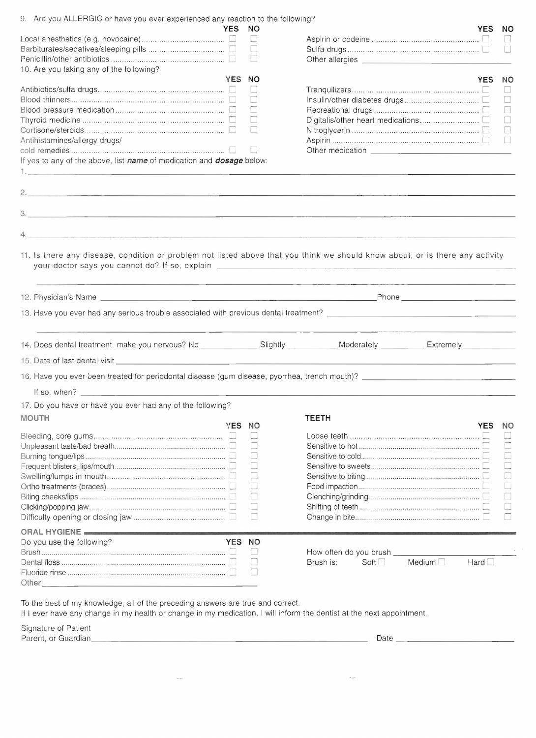9. Are you ALLERGIC or have you ever experienced any reaction to the following?

| | YES | NO | | YES | NO |
|---|---|---|---|---|---|
| Local anesthetics (e.g. novocaine) | ☐ | ☐ | Aspirin or codeine | ☐ | ☐ |
| Barbiturates/sedatives/sleeping pills | ☐ | ☐ | Sulfa drugs | ☐ | ☐ |
| Penicillin/other antibiotics | ☐ | ☐ | Other allergies ______ | | |

10. Are you taking any of the following?

| | YES | NO | | YES | NO |
|---|---|---|---|---|---|
| Antibiotics/sulfa drugs | ☐ | ☐ | Tranquilizers | ☐ | ☐ |
| Blood thinners | ☐ | ☐ | Insulin/other diabetes drugs | ☐ | ☐ |
| Blood pressure medication | ☐ | ☐ | Recreational drugs | ☐ | ☐ |
| Thyroid medicine | ☐ | ☐ | Digitalis/other heart medications | ☐ | ☐ |
| Cortisone/steroids | ☐ | ☐ | Nitroglycerin | ☐ | ☐ |
| Antihistamines/allergy drugs/ cold remedies | ☐ | ☐ | Aspirin | ☐ | ☐ |
| | | | Other medication ______ | | |

If yes to any of the above, list ***name*** of medication and ***dosage*** below:

1. ______
2. ______
3. ______
4. ______

11. Is there any disease, condition or problem not listed above that you think we should know about, or is there any activity your doctor says you cannot do? If so, explain ______

12. Physician's Name ______ Phone ______

13. Have you ever had any serious trouble associated with previous dental treatment? ______

14. Does dental treatment make you nervous? No ______ Slightly ______ Moderately ______ Extremely ______

15. Date of last dental visit ______

16. Have you ever been treated for periodontal disease (gum disease, pyorrhea, trench mouth)? ______

If so, when? ______

17. Do you have or have you ever had any of the following?

| MOUTH | YES | NO | TEETH | YES | NO |
|---|---|---|---|---|---|
| Bleeding, sore gums | ☐ | ☐ | Loose teeth | ☐ | ☐ |
| Unpleasant taste/bad breath | ☐ | ☐ | Sensitive to hot | ☐ | ☐ |
| Burning tongue/lips | ☐ | ☐ | Sensitive to cold | ☐ | ☐ |
| Frequent blisters, lips/mouth | ☐ | ☐ | Sensitive to sweets | ☐ | ☐ |
| Swelling/lumps in mouth | ☐ | ☐ | Sensitive to biting | ☐ | ☐ |
| Ortho treatments (braces) | ☐ | ☐ | Food impaction | ☐ | ☐ |
| Biting cheeks/lips | ☐ | ☐ | Clenching/grinding | ☐ | ☐ |
| Clicking/popping jaw | ☐ | ☐ | Shifting of teeth | ☐ | ☐ |
| Difficulty opening or closing jaw | ☐ | ☐ | Change in bite | ☐ | ☐ |

**ORAL HYGIENE**

| Do you use the following? | YES | NO |
|---|---|---|
| Brush | ☐ | ☐ |
| Dental floss | ☐ | ☐ |
| Fluoride rinse | ☐ | ☐ |
| Other ______ | | |

How often do you brush ______

Brush is: Soft ☐ Medium ☐ Hard ☐

To the best of my knowledge, all of the preceding answers are true and correct.
If I ever have any change in my health or change in my medication, I will inform the dentist at the next appointment.

Signature of Patient
Parent, or Guardian ______ Date ______